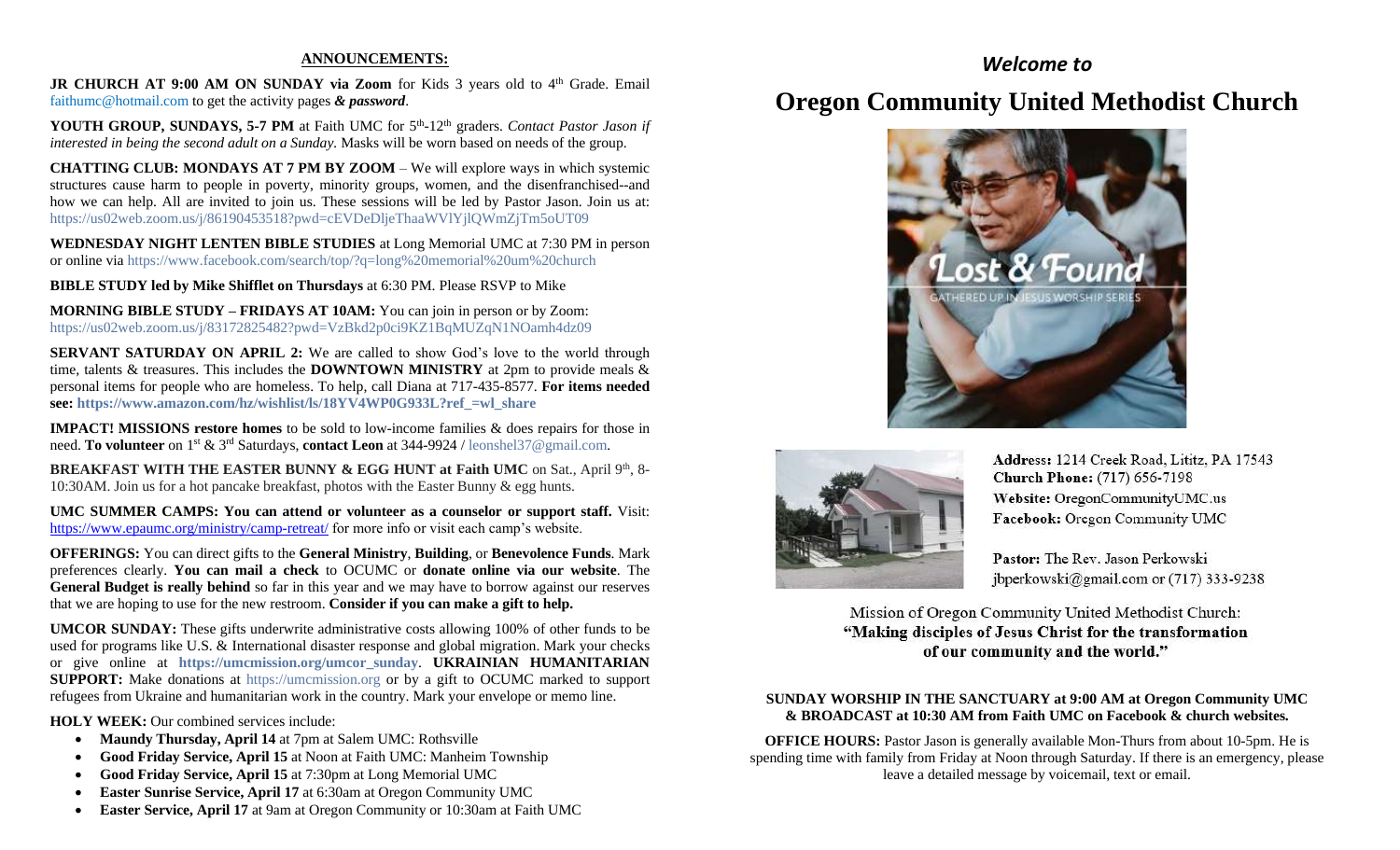## ANNOUNCEMENTS:

**JR CHURCH AT 9:00 AM ON SUNDAY via Zoom** for Kids 3 years old to 4th Grade. Email faithumc@hotmail.com to get the activity pages ***& password***.

**YOUTH GROUP, SUNDAYS, 5-7 PM** at Faith UMC for 5th-12th graders. *Contact Pastor Jason if interested in being the second adult on a Sunday.* Masks will be worn based on needs of the group.

**CHATTING CLUB: MONDAYS AT 7 PM BY ZOOM** – We will explore ways in which systemic structures cause harm to people in poverty, minority groups, women, and the disenfranchised--and how we can help. All are invited to join us. These sessions will be led by Pastor Jason. Join us at: https://us02web.zoom.us/j/86190453518?pwd=cEVDeDljeThaaWVlYjlQWmZjTm5oUT09

**WEDNESDAY NIGHT LENTEN BIBLE STUDIES** at Long Memorial UMC at 7:30 PM in person or online via https://www.facebook.com/search/top/?q=long%20memorial%20um%20church

**BIBLE STUDY led by Mike Shifflet on Thursdays** at 6:30 PM. Please RSVP to Mike

**MORNING BIBLE STUDY – FRIDAYS AT 10AM:** You can join in person or by Zoom: https://us02web.zoom.us/j/83172825482?pwd=VzBkd2p0ci9KZ1BqMUZqN1NOamh4dz09

**SERVANT SATURDAY ON APRIL 2:** We are called to show God's love to the world through time, talents & treasures. This includes the **DOWNTOWN MINISTRY** at 2pm to provide meals & personal items for people who are homeless. To help, call Diana at 717-435-8577. **For items needed see: https://www.amazon.com/hz/wishlist/ls/18YV4WP0G933L?ref_=wl_share**

**IMPACT! MISSIONS restore homes** to be sold to low-income families & does repairs for those in need. **To volunteer** on 1st & 3rd Saturdays, **contact Leon** at 344-9924 / leonshel37@gmail.com.

**BREAKFAST WITH THE EASTER BUNNY & EGG HUNT at Faith UMC** on Sat., April 9th, 8-10:30AM. Join us for a hot pancake breakfast, photos with the Easter Bunny & egg hunts.

**UMC SUMMER CAMPS: You can attend or volunteer as a counselor or support staff.** Visit: https://www.epaumc.org/ministry/camp-retreat/ for more info or visit each camp's website.

**OFFERINGS:** You can direct gifts to the **General Ministry**, **Building**, or **Benevolence Funds**. Mark preferences clearly. **You can mail a check** to OCUMC or **donate online via our website**. The **General Budget is really behind** so far in this year and we may have to borrow against our reserves that we are hoping to use for the new restroom. **Consider if you can make a gift to help.**

**UMCOR SUNDAY:** These gifts underwrite administrative costs allowing 100% of other funds to be used for programs like U.S. & International disaster response and global migration. Mark your checks or give online at **https://umcmission.org/umcor_sunday**. **UKRAINIAN HUMANITARIAN SUPPORT:** Make donations at https://umcmission.org or by a gift to OCUMC marked to support refugees from Ukraine and humanitarian work in the country. Mark your envelope or memo line.

**HOLY WEEK:** Our combined services include:

- **Maundy Thursday, April 14** at 7pm at Salem UMC: Rothsville
- **Good Friday Service, April 15** at Noon at Faith UMC: Manheim Township
- **Good Friday Service, April 15** at 7:30pm at Long Memorial UMC
- **Easter Sunrise Service, April 17** at 6:30am at Oregon Community UMC
- **Easter Service, April 17** at 9am at Oregon Community or 10:30am at Faith UMC

*Welcome to*

# Oregon Community United Methodist Church

Lost & Found
GATHERED UP IN JESUS WORSHIP SERIES

**Address:** 1214 Creek Road, Lititz, PA 17543
**Church Phone:** (717) 656-7198
**Website:** OregonCommunityUMC.us
**Facebook:** Oregon Community UMC

**Pastor:** The Rev. Jason Perkowski
jbperkowski@gmail.com or (717) 333-9238

Mission of Oregon Community United Methodist Church:
**"Making disciples of Jesus Christ for the transformation of our community and the world."**

**SUNDAY WORSHIP IN THE SANCTUARY at 9:00 AM at Oregon Community UMC & BROADCAST at 10:30 AM from Faith UMC on Facebook & church websites.**

**OFFICE HOURS:** Pastor Jason is generally available Mon-Thurs from about 10-5pm. He is spending time with family from Friday at Noon through Saturday. If there is an emergency, please leave a detailed message by voicemail, text or email.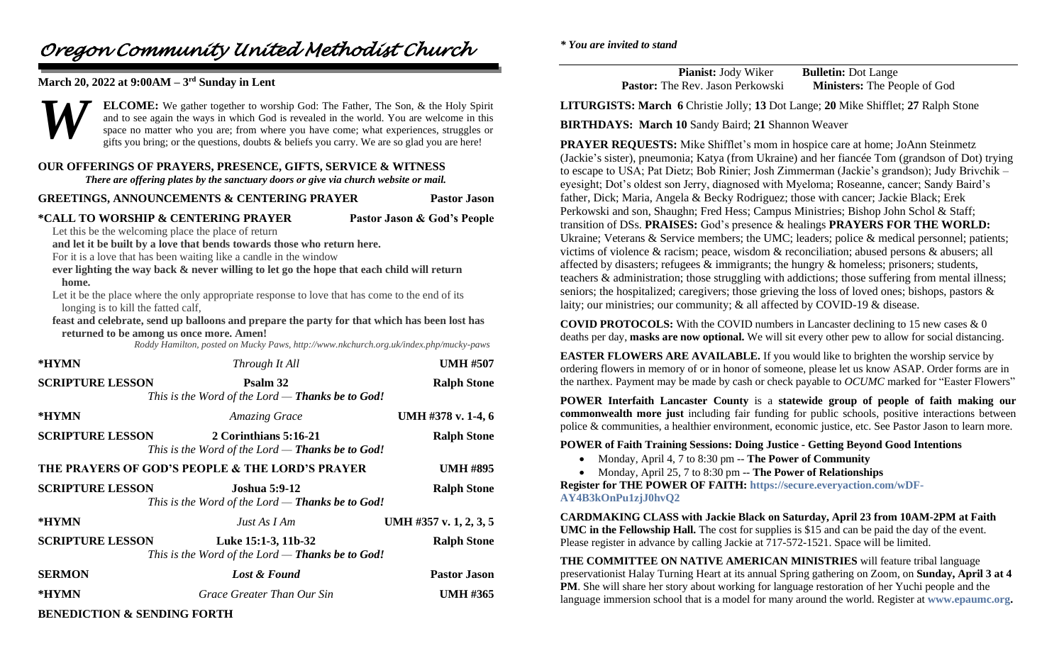# Oregon Community United Methodist Church

## March 20, 2022 at 9:00AM – 3rd Sunday in Lent

**WELCOME:** We gather together to worship God: The Father, The Son, & the Holy Spirit and to see again the ways in which God is revealed in the world. You are welcome in this space no matter who you are; from where you have come; what experiences, struggles or gifts you bring; or the questions, doubts & beliefs you carry. We are so glad you are here!

**OUR OFFERINGS OF PRAYERS, PRESENCE, GIFTS, SERVICE & WITNESS**
*There are offering plates by the sanctuary doors or give via church website or mail.*

**GREETINGS, ANNOUNCEMENTS & CENTERING PRAYER** — **Pastor Jason**

**\*CALL TO WORSHIP & CENTERING PRAYER** — **Pastor Jason & God's People**

Let this be the welcoming place the place of return
**and let it be built by a love that bends towards those who return here.**
For it is a love that has been waiting like a candle in the window
**ever lighting the way back & never willing to let go the hope that each child will return home.**
Let it be the place where the only appropriate response to love that has come to the end of its longing is to kill the fatted calf,
**feast and celebrate, send up balloons and prepare the party for that which has been lost has returned to be among us once more. Amen!**

*Roddy Hamilton, posted on Mucky Paws, http://www.nkchurch.org.uk/index.php/mucky-paws*

| | | |
|---|---|---|
| **\*HYMN** | *Through It All* | **UMH #507** |
| **SCRIPTURE LESSON** | **Psalm 32**<br>*This is the Word of the Lord — **Thanks be to God!*** | **Ralph Stone** |
| **\*HYMN** | *Amazing Grace* | **UMH #378 v. 1-4, 6** |
| **SCRIPTURE LESSON** | **2 Corinthians 5:16-21**<br>*This is the Word of the Lord — **Thanks be to God!*** | **Ralph Stone** |
| **THE PRAYERS OF GOD'S PEOPLE & THE LORD'S PRAYER** | | **UMH #895** |
| **SCRIPTURE LESSON** | **Joshua 5:9-12**<br>*This is the Word of the Lord — **Thanks be to God!*** | **Ralph Stone** |
| **\*HYMN** | *Just As I Am* | **UMH #357 v. 1, 2, 3, 5** |
| **SCRIPTURE LESSON** | **Luke 15:1-3, 11b-32**<br>*This is the Word of the Lord — **Thanks be to God!*** | **Ralph Stone** |
| **SERMON** | ***Lost & Found*** | **Pastor Jason** |
| **\*HYMN** | *Grace Greater Than Our Sin* | **UMH #365** |

**BENEDICTION & SENDING FORTH**

*\* You are invited to stand*

**Pianist:** Jody Wiker — **Bulletin:** Dot Lange
**Pastor:** The Rev. Jason Perkowski — **Ministers:** The People of God

**LITURGISTS: March 6** Christie Jolly; **13** Dot Lange; **20** Mike Shifflet; **27** Ralph Stone

**BIRTHDAYS: March 10** Sandy Baird; **21** Shannon Weaver

**PRAYER REQUESTS:** Mike Shifflet's mom in hospice care at home; JoAnn Steinmetz (Jackie's sister), pneumonia; Katya (from Ukraine) and her fiancée Tom (grandson of Dot) trying to escape to USA; Pat Dietz; Bob Rinier; Josh Zimmerman (Jackie's grandson); Judy Brivchik – eyesight; Dot's oldest son Jerry, diagnosed with Myeloma; Roseanne, cancer; Sandy Baird's father, Dick; Maria, Angela & Becky Rodriguez; those with cancer; Jackie Black; Erek Perkowski and son, Shaughn; Fred Hess; Campus Ministries; Bishop John Schol & Staff; transition of DSs. **PRAISES:** God's presence & healings **PRAYERS FOR THE WORLD:** Ukraine; Veterans & Service members; the UMC; leaders; police & medical personnel; patients; victims of violence & racism; peace, wisdom & reconciliation; abused persons & abusers; all affected by disasters; refugees & immigrants; the hungry & homeless; prisoners; students, teachers & administration; those struggling with addictions; those suffering from mental illness; seniors; the hospitalized; caregivers; those grieving the loss of loved ones; bishops, pastors & laity; our ministries; our community; & all affected by COVID-19 & disease.

**COVID PROTOCOLS:** With the COVID numbers in Lancaster declining to 15 new cases & 0 deaths per day, **masks are now optional.** We will sit every other pew to allow for social distancing.

**EASTER FLOWERS ARE AVAILABLE.** If you would like to brighten the worship service by ordering flowers in memory of or in honor of someone, please let us know ASAP. Order forms are in the narthex. Payment may be made by cash or check payable to *OCUMC* marked for "Easter Flowers"

**POWER Interfaith Lancaster County** is a **statewide group of people of faith making our commonwealth more just** including fair funding for public schools, positive interactions between police & communities, a healthier environment, economic justice, etc. See Pastor Jason to learn more.

**POWER of Faith Training Sessions: Doing Justice - Getting Beyond Good Intentions**

- Monday, April 4, 7 to 8:30 pm -- **The Power of Community**
- Monday, April 25, 7 to 8:30 pm -- **The Power of Relationships**

**Register for THE POWER OF FAITH: https://secure.everyaction.com/wDF-AY4B3kOnPu1zjJ0hvQ2**

**CARDMAKING CLASS with Jackie Black on Saturday, April 23 from 10AM-2PM at Faith UMC in the Fellowship Hall.** The cost for supplies is $15 and can be paid the day of the event. Please register in advance by calling Jackie at 717-572-1521. Space will be limited.

**THE COMMITTEE ON NATIVE AMERICAN MINISTRIES** will feature tribal language preservationist Halay Turning Heart at its annual Spring gathering on Zoom, on **Sunday, April 3 at 4 PM**. She will share her story about working for language restoration of her Yuchi people and the language immersion school that is a model for many around the world. Register at **www.epaumc.org.**